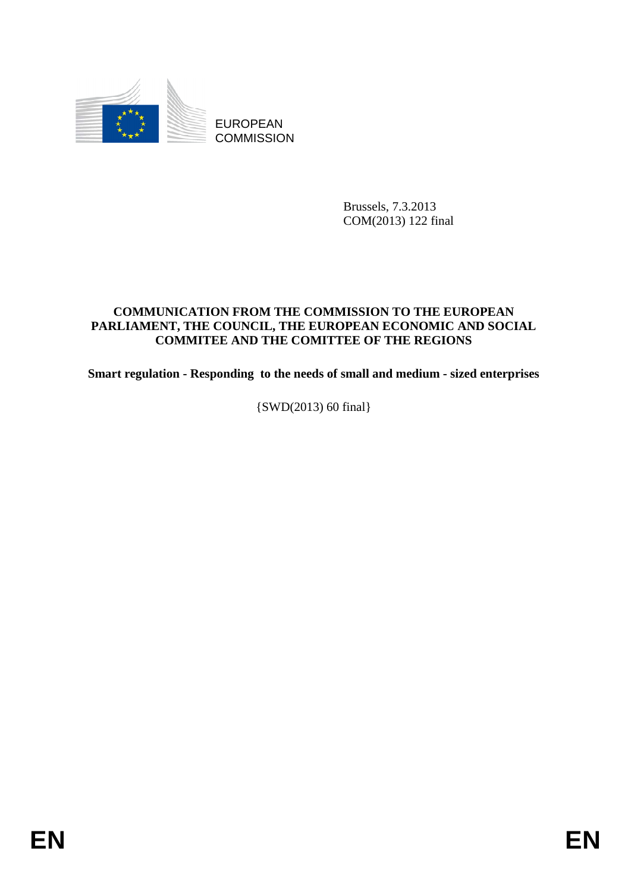EUROPEAN COMMISSION

Brussels, 7.3.2013
COM(2013) 122 final

**COMMUNICATION FROM THE COMMISSION TO THE EUROPEAN PARLIAMENT, THE COUNCIL, THE EUROPEAN ECONOMIC AND SOCIAL COMMITEE AND THE COMITTEE OF THE REGIONS**

**Smart regulation - Responding to the needs of small and medium - sized enterprises**

{SWD(2013) 60 final}

EN EN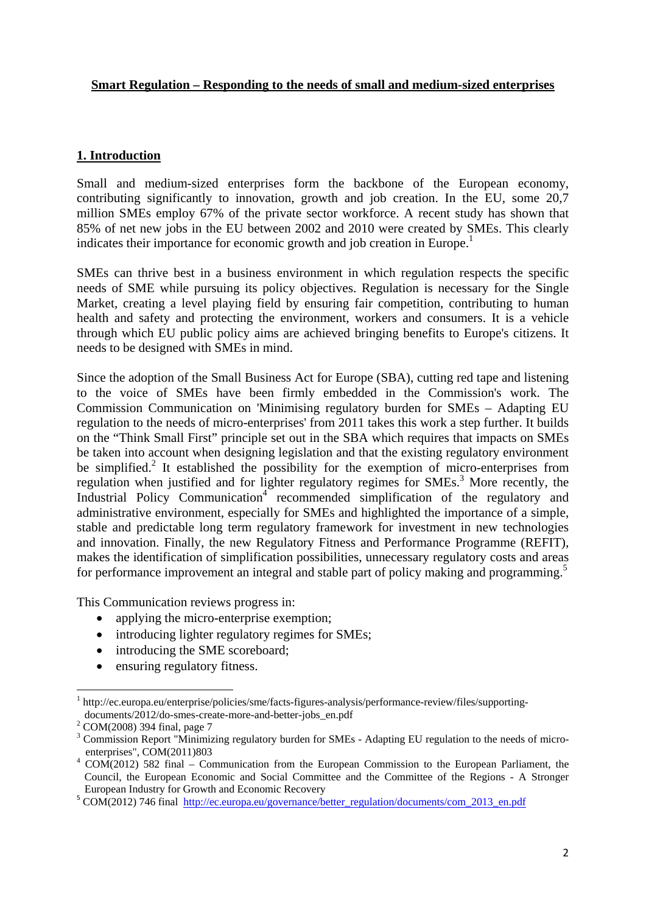**Smart Regulation – Responding to the needs of small and medium-sized enterprises**

## 1. Introduction

Small and medium-sized enterprises form the backbone of the European economy, contributing significantly to innovation, growth and job creation. In the EU, some 20,7 million SMEs employ 67% of the private sector workforce. A recent study has shown that 85% of net new jobs in the EU between 2002 and 2010 were created by SMEs. This clearly indicates their importance for economic growth and job creation in Europe.[1]

SMEs can thrive best in a business environment in which regulation respects the specific needs of SME while pursuing its policy objectives. Regulation is necessary for the Single Market, creating a level playing field by ensuring fair competition, contributing to human health and safety and protecting the environment, workers and consumers. It is a vehicle through which EU public policy aims are achieved bringing benefits to Europe's citizens. It needs to be designed with SMEs in mind.

Since the adoption of the Small Business Act for Europe (SBA), cutting red tape and listening to the voice of SMEs have been firmly embedded in the Commission's work. The Commission Communication on 'Minimising regulatory burden for SMEs – Adapting EU regulation to the needs of micro-enterprises' from 2011 takes this work a step further. It builds on the "Think Small First" principle set out in the SBA which requires that impacts on SMEs be taken into account when designing legislation and that the existing regulatory environment be simplified.[2] It established the possibility for the exemption of micro-enterprises from regulation when justified and for lighter regulatory regimes for SMEs.[3] More recently, the Industrial Policy Communication[4] recommended simplification of the regulatory and administrative environment, especially for SMEs and highlighted the importance of a simple, stable and predictable long term regulatory framework for investment in new technologies and innovation. Finally, the new Regulatory Fitness and Performance Programme (REFIT), makes the identification of simplification possibilities, unnecessary regulatory costs and areas for performance improvement an integral and stable part of policy making and programming.[5]

This Communication reviews progress in:

- applying the micro-enterprise exemption;
- introducing lighter regulatory regimes for SMEs;
- introducing the SME scoreboard;
- ensuring regulatory fitness.

---

[1] http://ec.europa.eu/enterprise/policies/sme/facts-figures-analysis/performance-review/files/supporting-documents/2012/do-smes-create-more-and-better-jobs_en.pdf

[2] COM(2008) 394 final, page 7

[3] Commission Report "Minimizing regulatory burden for SMEs - Adapting EU regulation to the needs of micro-enterprises", COM(2011)803

[4] COM(2012) 582 final – Communication from the European Commission to the European Parliament, the Council, the European Economic and Social Committee and the Committee of the Regions - A Stronger European Industry for Growth and Economic Recovery

[5] COM(2012) 746 final http://ec.europa.eu/governance/better_regulation/documents/com_2013_en.pdf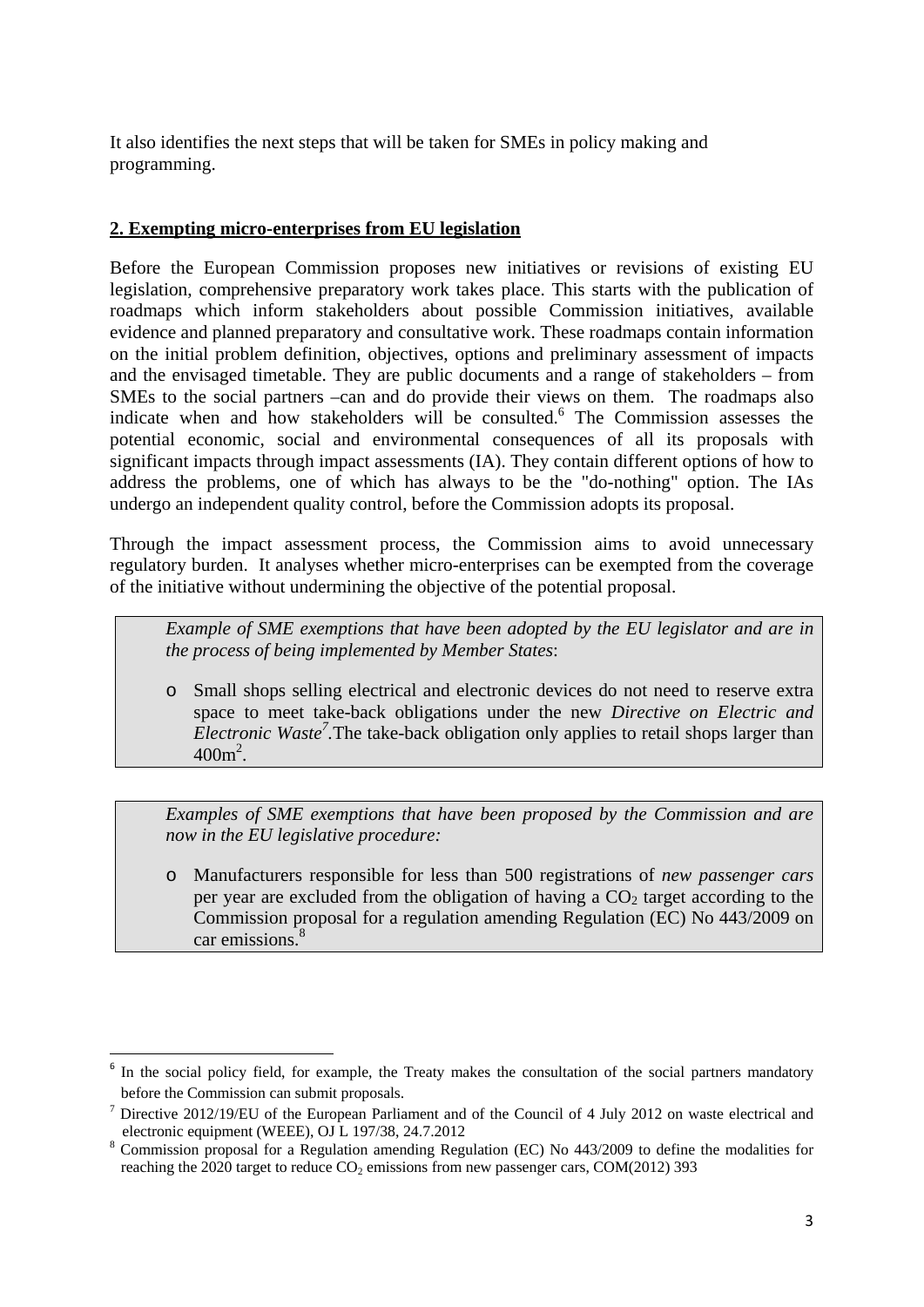It also identifies the next steps that will be taken for SMEs in policy making and programming.

## 2. Exempting micro-enterprises from EU legislation

Before the European Commission proposes new initiatives or revisions of existing EU legislation, comprehensive preparatory work takes place. This starts with the publication of roadmaps which inform stakeholders about possible Commission initiatives, available evidence and planned preparatory and consultative work. These roadmaps contain information on the initial problem definition, objectives, options and preliminary assessment of impacts and the envisaged timetable. They are public documents and a range of stakeholders – from SMEs to the social partners –can and do provide their views on them. The roadmaps also indicate when and how stakeholders will be consulted.[6] The Commission assesses the potential economic, social and environmental consequences of all its proposals with significant impacts through impact assessments (IA). They contain different options of how to address the problems, one of which has always to be the "do-nothing" option. The IAs undergo an independent quality control, before the Commission adopts its proposal.

Through the impact assessment process, the Commission aims to avoid unnecessary regulatory burden. It analyses whether micro-enterprises can be exempted from the coverage of the initiative without undermining the objective of the potential proposal.

> *Example of SME exemptions that have been adopted by the EU legislator and are in the process of being implemented by Member States*:
>
> - Small shops selling electrical and electronic devices do not need to reserve extra space to meet take-back obligations under the new *Directive on Electric and Electronic Waste*[7].The take-back obligation only applies to retail shops larger than $400m^2$.

> *Examples of SME exemptions that have been proposed by the Commission and are now in the EU legislative procedure:*
>
> - Manufacturers responsible for less than 500 registrations of *new passenger cars* per year are excluded from the obligation of having a $CO_2$ target according to the Commission proposal for a regulation amending Regulation (EC) No 443/2009 on car emissions.[8]

---

[6] In the social policy field, for example, the Treaty makes the consultation of the social partners mandatory before the Commission can submit proposals.

[7] Directive 2012/19/EU of the European Parliament and of the Council of 4 July 2012 on waste electrical and electronic equipment (WEEE), OJ L 197/38, 24.7.2012

[8] Commission proposal for a Regulation amending Regulation (EC) No 443/2009 to define the modalities for reaching the 2020 target to reduce $CO_2$ emissions from new passenger cars, COM(2012) 393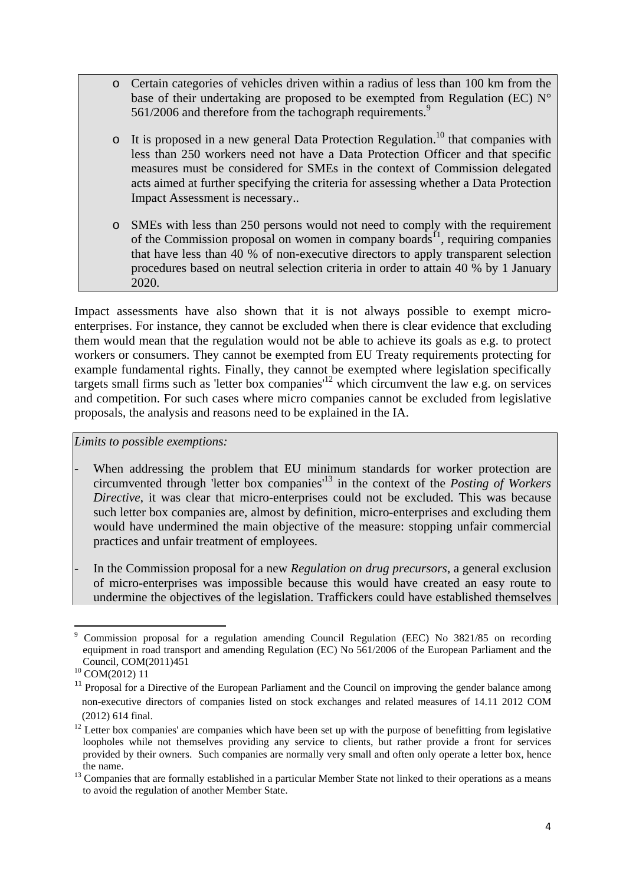- Certain categories of vehicles driven within a radius of less than 100 km from the base of their undertaking are proposed to be exempted from Regulation (EC) N° 561/2006 and therefore from the tachograph requirements.[9]

- It is proposed in a new general Data Protection Regulation.[10] that companies with less than 250 workers need not have a Data Protection Officer and that specific measures must be considered for SMEs in the context of Commission delegated acts aimed at further specifying the criteria for assessing whether a Data Protection Impact Assessment is necessary..

- SMEs with less than 250 persons would not need to comply with the requirement of the Commission proposal on women in company boards[11], requiring companies that have less than 40 % of non-executive directors to apply transparent selection procedures based on neutral selection criteria in order to attain 40 % by 1 January 2020.

Impact assessments have also shown that it is not always possible to exempt micro-enterprises. For instance, they cannot be excluded when there is clear evidence that excluding them would mean that the regulation would not be able to achieve its goals as e.g. to protect workers or consumers. They cannot be exempted from EU Treaty requirements protecting for example fundamental rights. Finally, they cannot be exempted where legislation specifically targets small firms such as 'letter box companies'[12] which circumvent the law e.g. on services and competition. For such cases where micro companies cannot be excluded from legislative proposals, the analysis and reasons need to be explained in the IA.

*Limits to possible exemptions:*

- When addressing the problem that EU minimum standards for worker protection are circumvented through 'letter box companies'[13] in the context of the *Posting of Workers Directive*, it was clear that micro-enterprises could not be excluded. This was because such letter box companies are, almost by definition, micro-enterprises and excluding them would have undermined the main objective of the measure: stopping unfair commercial practices and unfair treatment of employees.

- In the Commission proposal for a new *Regulation on drug precursors*, a general exclusion of micro-enterprises was impossible because this would have created an easy route to undermine the objectives of the legislation. Traffickers could have established themselves

---

[9] Commission proposal for a regulation amending Council Regulation (EEC) No 3821/85 on recording equipment in road transport and amending Regulation (EC) No 561/2006 of the European Parliament and the Council, COM(2011)451

[10] COM(2012) 11

[11] Proposal for a Directive of the European Parliament and the Council on improving the gender balance among non-executive directors of companies listed on stock exchanges and related measures of 14.11 2012 COM (2012) 614 final.

[12] Letter box companies' are companies which have been set up with the purpose of benefitting from legislative loopholes while not themselves providing any service to clients, but rather provide a front for services provided by their owners. Such companies are normally very small and often only operate a letter box, hence the name.

[13] Companies that are formally established in a particular Member State not linked to their operations as a means to avoid the regulation of another Member State.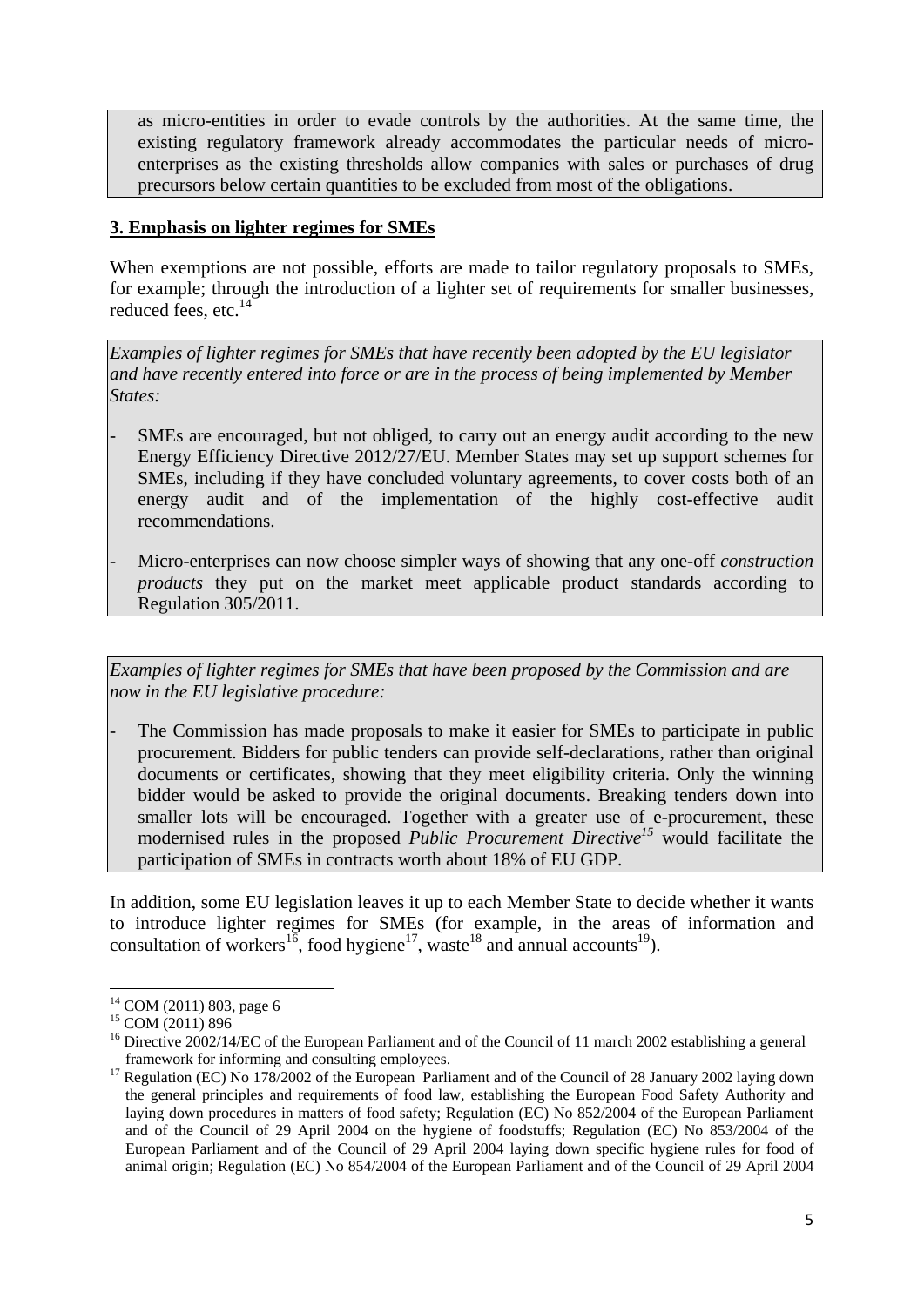as micro-entities in order to evade controls by the authorities. At the same time, the existing regulatory framework already accommodates the particular needs of micro-enterprises as the existing thresholds allow companies with sales or purchases of drug precursors below certain quantities to be excluded from most of the obligations.

## 3. Emphasis on lighter regimes for SMEs

When exemptions are not possible, efforts are made to tailor regulatory proposals to SMEs, for example; through the introduction of a lighter set of requirements for smaller businesses, reduced fees, etc.[14]

*Examples of lighter regimes for SMEs that have recently been adopted by the EU legislator and have recently entered into force or are in the process of being implemented by Member States:*

- SMEs are encouraged, but not obliged, to carry out an energy audit according to the new Energy Efficiency Directive 2012/27/EU. Member States may set up support schemes for SMEs, including if they have concluded voluntary agreements, to cover costs both of an energy audit and of the implementation of the highly cost-effective audit recommendations.
- Micro-enterprises can now choose simpler ways of showing that any one-off *construction products* they put on the market meet applicable product standards according to Regulation 305/2011.

*Examples of lighter regimes for SMEs that have been proposed by the Commission and are now in the EU legislative procedure:*

- The Commission has made proposals to make it easier for SMEs to participate in public procurement. Bidders for public tenders can provide self-declarations, rather than original documents or certificates, showing that they meet eligibility criteria. Only the winning bidder would be asked to provide the original documents. Breaking tenders down into smaller lots will be encouraged. Together with a greater use of e-procurement, these modernised rules in the proposed *Public Procurement Directive*[15] would facilitate the participation of SMEs in contracts worth about 18% of EU GDP.

In addition, some EU legislation leaves it up to each Member State to decide whether it wants to introduce lighter regimes for SMEs (for example, in the areas of information and consultation of workers[16], food hygiene[17], waste[18] and annual accounts[19]).

---

[14] COM (2011) 803, page 6

[15] COM (2011) 896

[16] Directive 2002/14/EC of the European Parliament and of the Council of 11 march 2002 establishing a general framework for informing and consulting employees.

[17] Regulation (EC) No 178/2002 of the European Parliament and of the Council of 28 January 2002 laying down the general principles and requirements of food law, establishing the European Food Safety Authority and laying down procedures in matters of food safety; Regulation (EC) No 852/2004 of the European Parliament and of the Council of 29 April 2004 on the hygiene of foodstuffs; Regulation (EC) No 853/2004 of the European Parliament and of the Council of 29 April 2004 laying down specific hygiene rules for food of animal origin; Regulation (EC) No 854/2004 of the European Parliament and of the Council of 29 April 2004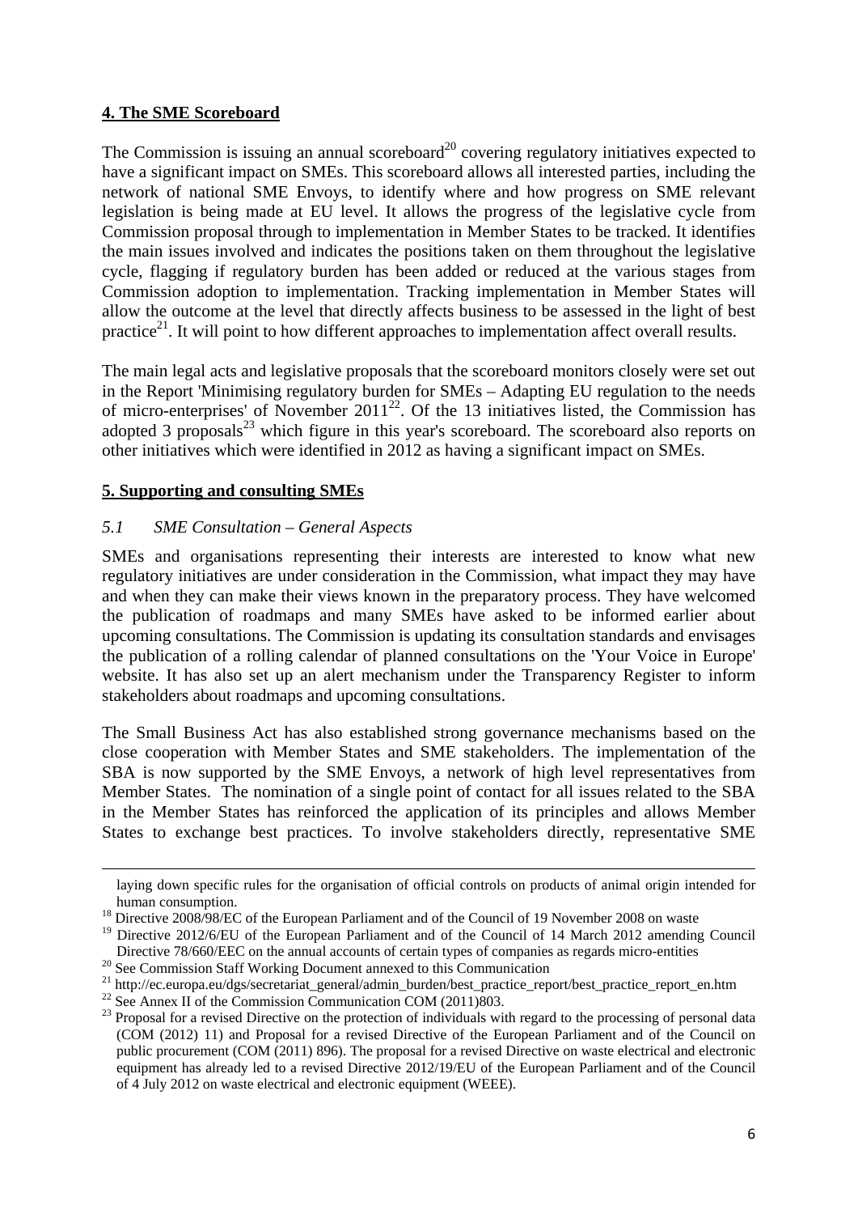## 4. The SME Scoreboard

The Commission is issuing an annual scoreboard[20] covering regulatory initiatives expected to have a significant impact on SMEs. This scoreboard allows all interested parties, including the network of national SME Envoys, to identify where and how progress on SME relevant legislation is being made at EU level. It allows the progress of the legislative cycle from Commission proposal through to implementation in Member States to be tracked. It identifies the main issues involved and indicates the positions taken on them throughout the legislative cycle, flagging if regulatory burden has been added or reduced at the various stages from Commission adoption to implementation. Tracking implementation in Member States will allow the outcome at the level that directly affects business to be assessed in the light of best practice[21]. It will point to how different approaches to implementation affect overall results.

The main legal acts and legislative proposals that the scoreboard monitors closely were set out in the Report 'Minimising regulatory burden for SMEs – Adapting EU regulation to the needs of micro-enterprises' of November 2011[22]. Of the 13 initiatives listed, the Commission has adopted 3 proposals[23] which figure in this year's scoreboard. The scoreboard also reports on other initiatives which were identified in 2012 as having a significant impact on SMEs.

## 5. Supporting and consulting SMEs

### *5.1 SME Consultation – General Aspects*

SMEs and organisations representing their interests are interested to know what new regulatory initiatives are under consideration in the Commission, what impact they may have and when they can make their views known in the preparatory process. They have welcomed the publication of roadmaps and many SMEs have asked to be informed earlier about upcoming consultations. The Commission is updating its consultation standards and envisages the publication of a rolling calendar of planned consultations on the 'Your Voice in Europe' website. It has also set up an alert mechanism under the Transparency Register to inform stakeholders about roadmaps and upcoming consultations.

The Small Business Act has also established strong governance mechanisms based on the close cooperation with Member States and SME stakeholders. The implementation of the SBA is now supported by the SME Envoys, a network of high level representatives from Member States. The nomination of a single point of contact for all issues related to the SBA in the Member States has reinforced the application of its principles and allows Member States to exchange best practices. To involve stakeholders directly, representative SME

---

laying down specific rules for the organisation of official controls on products of animal origin intended for human consumption.

[18] Directive 2008/98/EC of the European Parliament and of the Council of 19 November 2008 on waste

[19] Directive 2012/6/EU of the European Parliament and of the Council of 14 March 2012 amending Council Directive 78/660/EEC on the annual accounts of certain types of companies as regards micro-entities

[20] See Commission Staff Working Document annexed to this Communication

[21] http://ec.europa.eu/dgs/secretariat_general/admin_burden/best_practice_report/best_practice_report_en.htm

[22] See Annex II of the Commission Communication COM (2011)803.

[23] Proposal for a revised Directive on the protection of individuals with regard to the processing of personal data (COM (2012) 11) and Proposal for a revised Directive of the European Parliament and of the Council on public procurement (COM (2011) 896). The proposal for a revised Directive on waste electrical and electronic equipment has already led to a revised Directive 2012/19/EU of the European Parliament and of the Council of 4 July 2012 on waste electrical and electronic equipment (WEEE).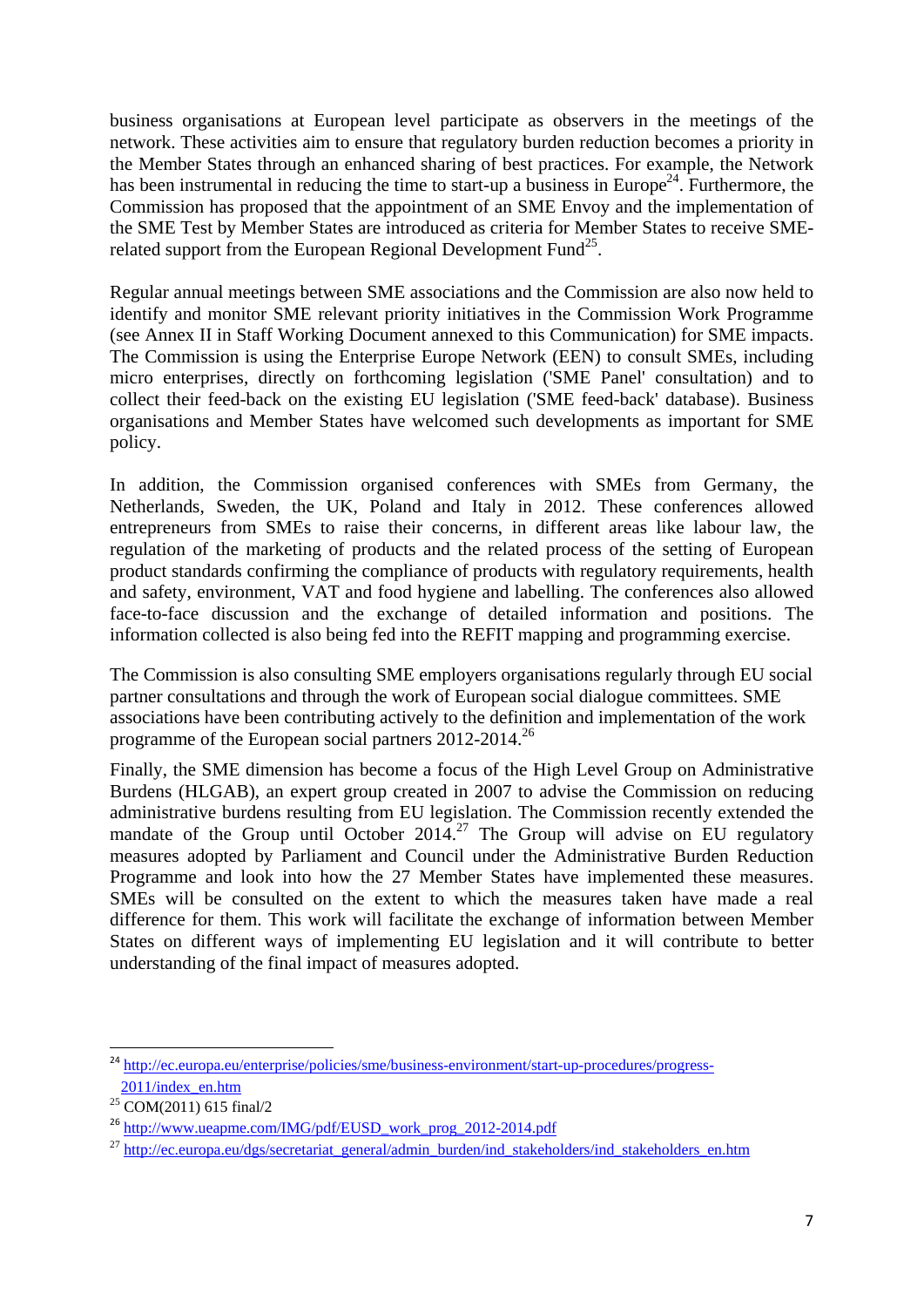business organisations at European level participate as observers in the meetings of the network. These activities aim to ensure that regulatory burden reduction becomes a priority in the Member States through an enhanced sharing of best practices. For example, the Network has been instrumental in reducing the time to start-up a business in Europe[24]. Furthermore, the Commission has proposed that the appointment of an SME Envoy and the implementation of the SME Test by Member States are introduced as criteria for Member States to receive SME-related support from the European Regional Development Fund[25].

Regular annual meetings between SME associations and the Commission are also now held to identify and monitor SME relevant priority initiatives in the Commission Work Programme (see Annex II in Staff Working Document annexed to this Communication) for SME impacts. The Commission is using the Enterprise Europe Network (EEN) to consult SMEs, including micro enterprises, directly on forthcoming legislation ('SME Panel' consultation) and to collect their feed-back on the existing EU legislation ('SME feed-back' database). Business organisations and Member States have welcomed such developments as important for SME policy.

In addition, the Commission organised conferences with SMEs from Germany, the Netherlands, Sweden, the UK, Poland and Italy in 2012. These conferences allowed entrepreneurs from SMEs to raise their concerns, in different areas like labour law, the regulation of the marketing of products and the related process of the setting of European product standards confirming the compliance of products with regulatory requirements, health and safety, environment, VAT and food hygiene and labelling. The conferences also allowed face-to-face discussion and the exchange of detailed information and positions. The information collected is also being fed into the REFIT mapping and programming exercise.

The Commission is also consulting SME employers organisations regularly through EU social partner consultations and through the work of European social dialogue committees. SME associations have been contributing actively to the definition and implementation of the work programme of the European social partners 2012-2014.[26]

Finally, the SME dimension has become a focus of the High Level Group on Administrative Burdens (HLGAB), an expert group created in 2007 to advise the Commission on reducing administrative burdens resulting from EU legislation. The Commission recently extended the mandate of the Group until October 2014.[27] The Group will advise on EU regulatory measures adopted by Parliament and Council under the Administrative Burden Reduction Programme and look into how the 27 Member States have implemented these measures. SMEs will be consulted on the extent to which the measures taken have made a real difference for them. This work will facilitate the exchange of information between Member States on different ways of implementing EU legislation and it will contribute to better understanding of the final impact of measures adopted.

---

[24] http://ec.europa.eu/enterprise/policies/sme/business-environment/start-up-procedures/progress-2011/index_en.htm

[25] COM(2011) 615 final/2

[26] http://www.ueapme.com/IMG/pdf/EUSD_work_prog_2012-2014.pdf

[27] http://ec.europa.eu/dgs/secretariat_general/admin_burden/ind_stakeholders/ind_stakeholders_en.htm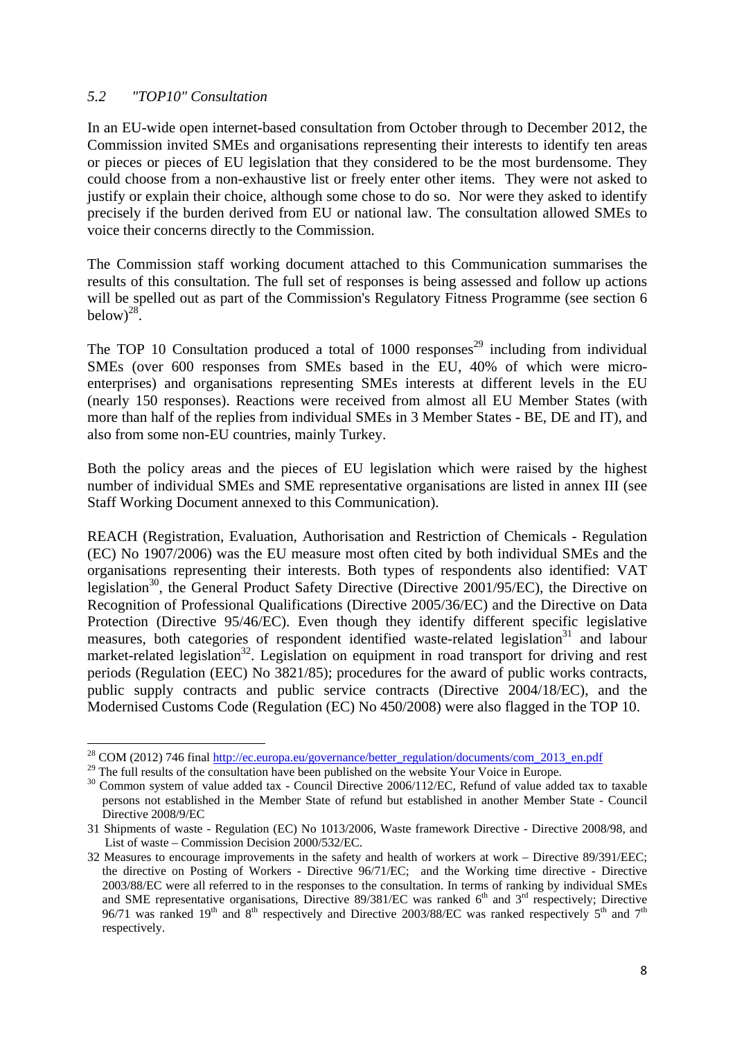### *5.2 "TOP10" Consultation*

In an EU-wide open internet-based consultation from October through to December 2012, the Commission invited SMEs and organisations representing their interests to identify ten areas or pieces or pieces of EU legislation that they considered to be the most burdensome. They could choose from a non-exhaustive list or freely enter other items. They were not asked to justify or explain their choice, although some chose to do so. Nor were they asked to identify precisely if the burden derived from EU or national law. The consultation allowed SMEs to voice their concerns directly to the Commission.

The Commission staff working document attached to this Communication summarises the results of this consultation. The full set of responses is being assessed and follow up actions will be spelled out as part of the Commission's Regulatory Fitness Programme (see section 6 below)[28].

The TOP 10 Consultation produced a total of 1000 responses[29] including from individual SMEs (over 600 responses from SMEs based in the EU, 40% of which were micro-enterprises) and organisations representing SMEs interests at different levels in the EU (nearly 150 responses). Reactions were received from almost all EU Member States (with more than half of the replies from individual SMEs in 3 Member States - BE, DE and IT), and also from some non-EU countries, mainly Turkey.

Both the policy areas and the pieces of EU legislation which were raised by the highest number of individual SMEs and SME representative organisations are listed in annex III (see Staff Working Document annexed to this Communication).

REACH (Registration, Evaluation, Authorisation and Restriction of Chemicals - Regulation (EC) No 1907/2006) was the EU measure most often cited by both individual SMEs and the organisations representing their interests. Both types of respondents also identified: VAT legislation[30], the General Product Safety Directive (Directive 2001/95/EC), the Directive on Recognition of Professional Qualifications (Directive 2005/36/EC) and the Directive on Data Protection (Directive 95/46/EC). Even though they identify different specific legislative measures, both categories of respondent identified waste-related legislation[31] and labour market-related legislation[32]. Legislation on equipment in road transport for driving and rest periods (Regulation (EEC) No 3821/85); procedures for the award of public works contracts, public supply contracts and public service contracts (Directive 2004/18/EC), and the Modernised Customs Code (Regulation (EC) No 450/2008) were also flagged in the TOP 10.

---

[28] COM (2012) 746 final http://ec.europa.eu/governance/better_regulation/documents/com_2013_en.pdf

[29] The full results of the consultation have been published on the website Your Voice in Europe.

[30] Common system of value added tax - Council Directive 2006/112/EC, Refund of value added tax to taxable persons not established in the Member State of refund but established in another Member State - Council Directive 2008/9/EC

31 Shipments of waste - Regulation (EC) No 1013/2006, Waste framework Directive - Directive 2008/98, and List of waste – Commission Decision 2000/532/EC.

32 Measures to encourage improvements in the safety and health of workers at work – Directive 89/391/EEC; the directive on Posting of Workers - Directive 96/71/EC; and the Working time directive - Directive 2003/88/EC were all referred to in the responses to the consultation. In terms of ranking by individual SMEs and SME representative organisations, Directive 89/381/EC was ranked 6th and 3rd respectively; Directive 96/71 was ranked 19th and 8th respectively and Directive 2003/88/EC was ranked respectively 5th and 7th respectively.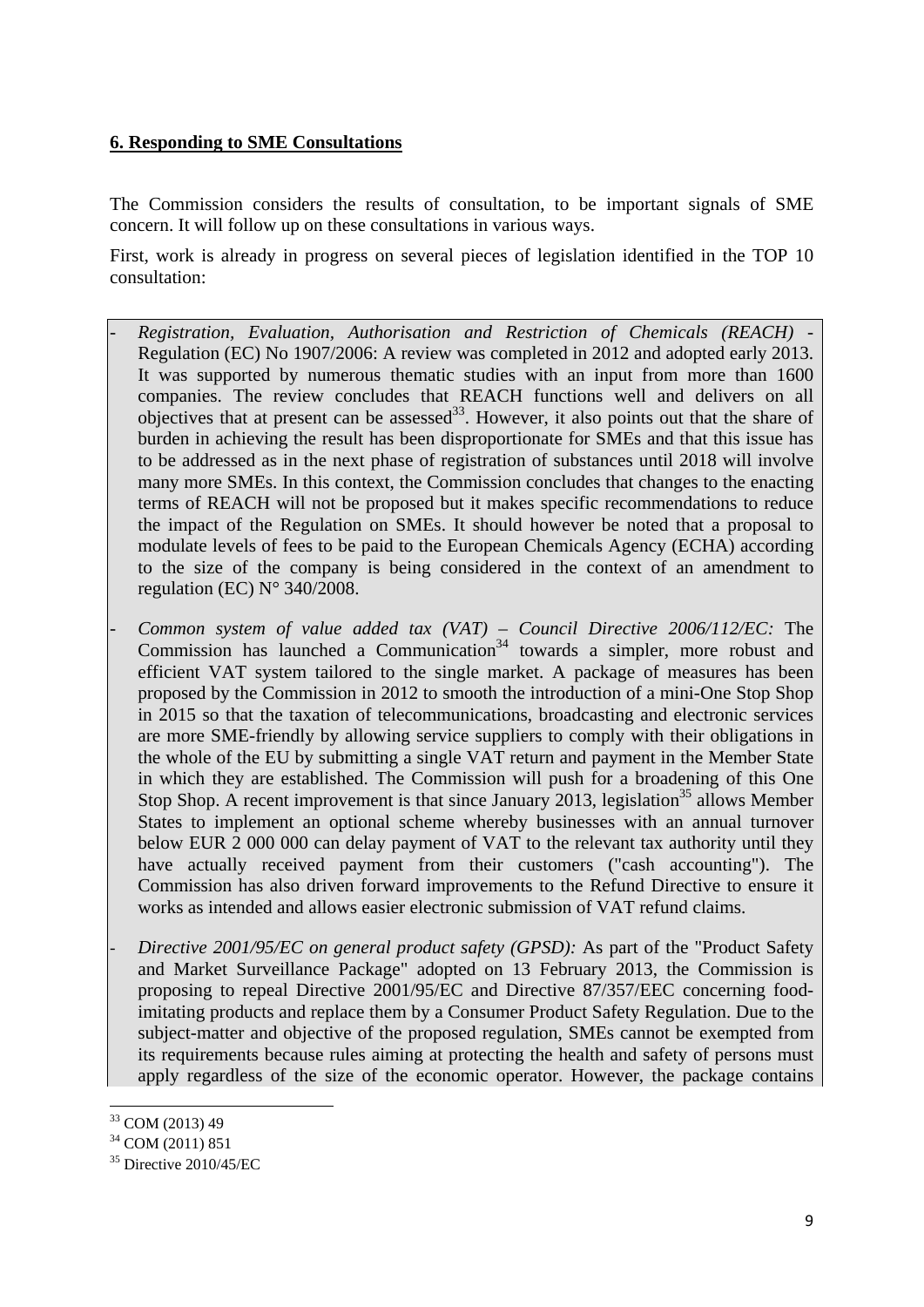## 6. Responding to SME Consultations

The Commission considers the results of consultation, to be important signals of SME concern. It will follow up on these consultations in various ways.

First, work is already in progress on several pieces of legislation identified in the TOP 10 consultation:

- *Registration, Evaluation, Authorisation and Restriction of Chemicals (REACH)* - Regulation (EC) No 1907/2006: A review was completed in 2012 and adopted early 2013. It was supported by numerous thematic studies with an input from more than 1600 companies. The review concludes that REACH functions well and delivers on all objectives that at present can be assessed[33]. However, it also points out that the share of burden in achieving the result has been disproportionate for SMEs and that this issue has to be addressed as in the next phase of registration of substances until 2018 will involve many more SMEs. In this context, the Commission concludes that changes to the enacting terms of REACH will not be proposed but it makes specific recommendations to reduce the impact of the Regulation on SMEs. It should however be noted that a proposal to modulate levels of fees to be paid to the European Chemicals Agency (ECHA) according to the size of the company is being considered in the context of an amendment to regulation (EC) N° 340/2008.

- *Common system of value added tax (VAT) – Council Directive 2006/112/EC:* The Commission has launched a Communication[34] towards a simpler, more robust and efficient VAT system tailored to the single market. A package of measures has been proposed by the Commission in 2012 to smooth the introduction of a mini-One Stop Shop in 2015 so that the taxation of telecommunications, broadcasting and electronic services are more SME-friendly by allowing service suppliers to comply with their obligations in the whole of the EU by submitting a single VAT return and payment in the Member State in which they are established. The Commission will push for a broadening of this One Stop Shop. A recent improvement is that since January 2013, legislation[35] allows Member States to implement an optional scheme whereby businesses with an annual turnover below EUR 2 000 000 can delay payment of VAT to the relevant tax authority until they have actually received payment from their customers ("cash accounting"). The Commission has also driven forward improvements to the Refund Directive to ensure it works as intended and allows easier electronic submission of VAT refund claims.

- *Directive 2001/95/EC on general product safety (GPSD):* As part of the "Product Safety and Market Surveillance Package" adopted on 13 February 2013, the Commission is proposing to repeal Directive 2001/95/EC and Directive 87/357/EEC concerning food-imitating products and replace them by a Consumer Product Safety Regulation. Due to the subject-matter and objective of the proposed regulation, SMEs cannot be exempted from its requirements because rules aiming at protecting the health and safety of persons must apply regardless of the size of the economic operator. However, the package contains

[33] COM (2013) 49

[34] COM (2011) 851

[35] Directive 2010/45/EC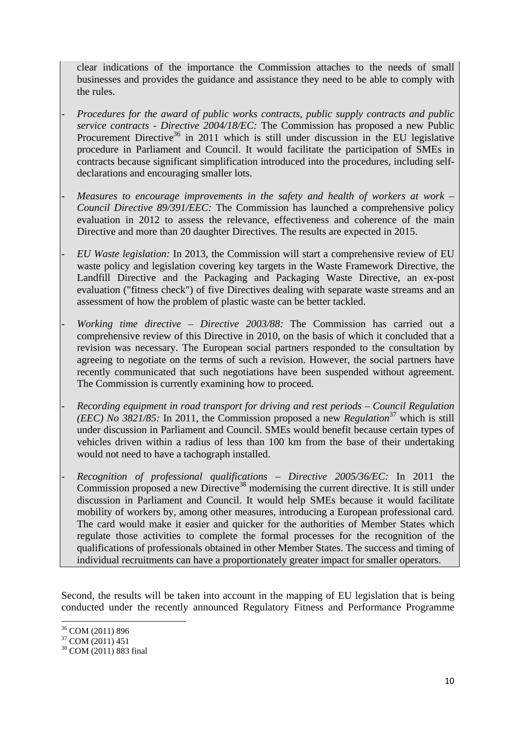clear indications of the importance the Commission attaches to the needs of small businesses and provides the guidance and assistance they need to be able to comply with the rules.

- *Procedures for the award of public works contracts, public supply contracts and public service contracts - Directive 2004/18/EC:* The Commission has proposed a new Public Procurement Directive[36] in 2011 which is still under discussion in the EU legislative procedure in Parliament and Council. It would facilitate the participation of SMEs in contracts because significant simplification introduced into the procedures, including self-declarations and encouraging smaller lots.

- *Measures to encourage improvements in the safety and health of workers at work – Council Directive 89/391/EEC:* The Commission has launched a comprehensive policy evaluation in 2012 to assess the relevance, effectiveness and coherence of the main Directive and more than 20 daughter Directives. The results are expected in 2015.

- *EU Waste legislation:* In 2013, the Commission will start a comprehensive review of EU waste policy and legislation covering key targets in the Waste Framework Directive, the Landfill Directive and the Packaging and Packaging Waste Directive, an ex-post evaluation ("fitness check") of five Directives dealing with separate waste streams and an assessment of how the problem of plastic waste can be better tackled.

- *Working time directive – Directive 2003/88:* The Commission has carried out a comprehensive review of this Directive in 2010, on the basis of which it concluded that a revision was necessary. The European social partners responded to the consultation by agreeing to negotiate on the terms of such a revision. However, the social partners have recently communicated that such negotiations have been suspended without agreement. The Commission is currently examining how to proceed.

- *Recording equipment in road transport for driving and rest periods – Council Regulation (EEC) No 3821/85:* In 2011, the Commission proposed a new *Regulation*[37] which is still under discussion in Parliament and Council. SMEs would benefit because certain types of vehicles driven within a radius of less than 100 km from the base of their undertaking would not need to have a tachograph installed.

- *Recognition of professional qualifications – Directive 2005/36/EC:* In 2011 the Commission proposed a new Directive[38] modernising the current directive. It is still under discussion in Parliament and Council. It would help SMEs because it would facilitate mobility of workers by, among other measures, introducing a European professional card. The card would make it easier and quicker for the authorities of Member States which regulate those activities to complete the formal processes for the recognition of the qualifications of professionals obtained in other Member States. The success and timing of individual recruitments can have a proportionately greater impact for smaller operators.

Second, the results will be taken into account in the mapping of EU legislation that is being conducted under the recently announced Regulatory Fitness and Performance Programme

[36] COM (2011) 896
[37] COM (2011) 451
[38] COM (2011) 883 final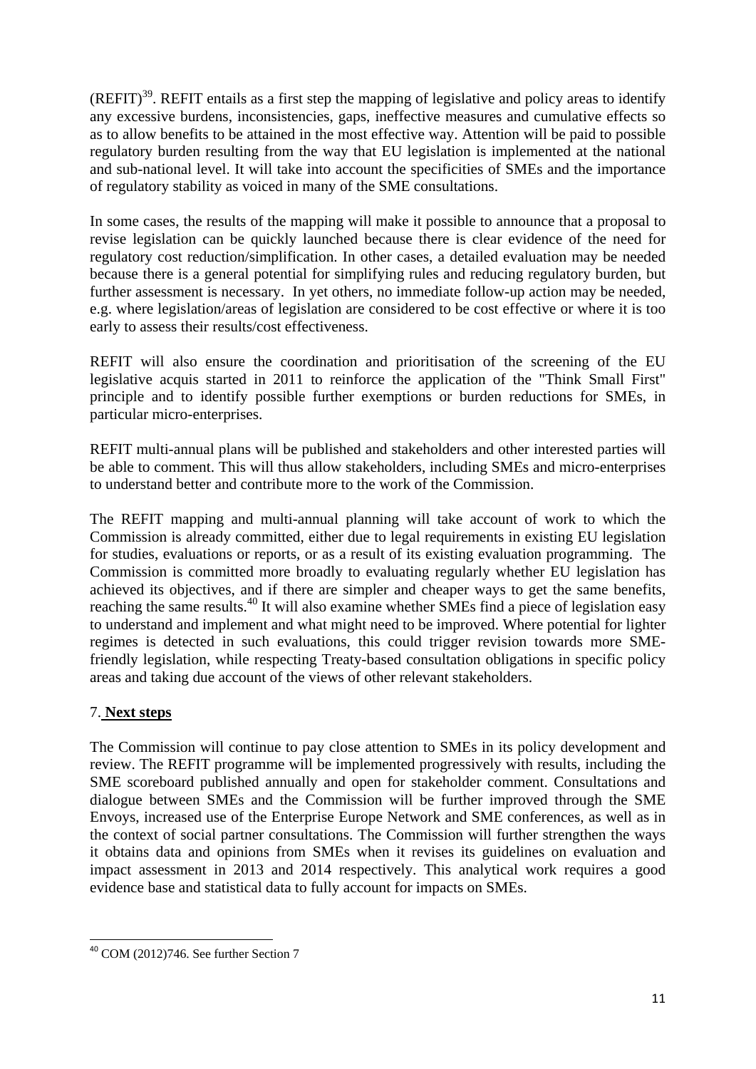(REFIT)[39]. REFIT entails as a first step the mapping of legislative and policy areas to identify any excessive burdens, inconsistencies, gaps, ineffective measures and cumulative effects so as to allow benefits to be attained in the most effective way. Attention will be paid to possible regulatory burden resulting from the way that EU legislation is implemented at the national and sub-national level. It will take into account the specificities of SMEs and the importance of regulatory stability as voiced in many of the SME consultations.

In some cases, the results of the mapping will make it possible to announce that a proposal to revise legislation can be quickly launched because there is clear evidence of the need for regulatory cost reduction/simplification. In other cases, a detailed evaluation may be needed because there is a general potential for simplifying rules and reducing regulatory burden, but further assessment is necessary. In yet others, no immediate follow-up action may be needed, e.g. where legislation/areas of legislation are considered to be cost effective or where it is too early to assess their results/cost effectiveness.

REFIT will also ensure the coordination and prioritisation of the screening of the EU legislative acquis started in 2011 to reinforce the application of the "Think Small First" principle and to identify possible further exemptions or burden reductions for SMEs, in particular micro-enterprises.

REFIT multi-annual plans will be published and stakeholders and other interested parties will be able to comment. This will thus allow stakeholders, including SMEs and micro-enterprises to understand better and contribute more to the work of the Commission.

The REFIT mapping and multi-annual planning will take account of work to which the Commission is already committed, either due to legal requirements in existing EU legislation for studies, evaluations or reports, or as a result of its existing evaluation programming. The Commission is committed more broadly to evaluating regularly whether EU legislation has achieved its objectives, and if there are simpler and cheaper ways to get the same benefits, reaching the same results.[40] It will also examine whether SMEs find a piece of legislation easy to understand and implement and what might need to be improved. Where potential for lighter regimes is detected in such evaluations, this could trigger revision towards more SME-friendly legislation, while respecting Treaty-based consultation obligations in specific policy areas and taking due account of the views of other relevant stakeholders.

## 7. **Next steps**

The Commission will continue to pay close attention to SMEs in its policy development and review. The REFIT programme will be implemented progressively with results, including the SME scoreboard published annually and open for stakeholder comment. Consultations and dialogue between SMEs and the Commission will be further improved through the SME Envoys, increased use of the Enterprise Europe Network and SME conferences, as well as in the context of social partner consultations. The Commission will further strengthen the ways it obtains data and opinions from SMEs when it revises its guidelines on evaluation and impact assessment in 2013 and 2014 respectively. This analytical work requires a good evidence base and statistical data to fully account for impacts on SMEs.

---

[40] COM (2012)746. See further Section 7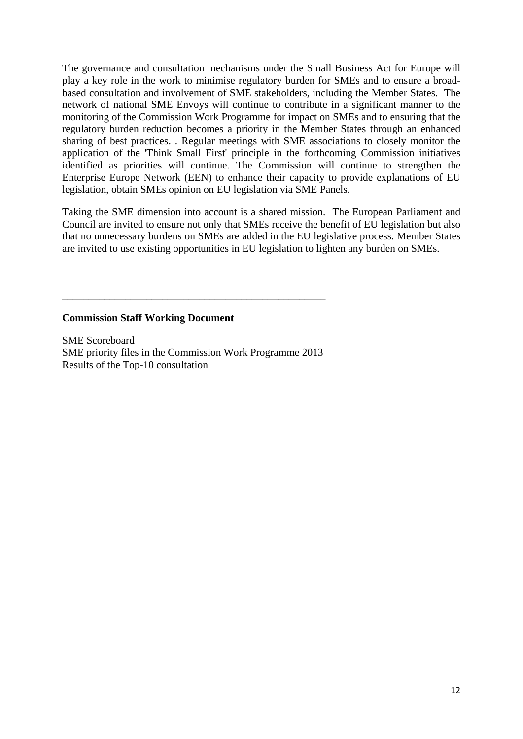The governance and consultation mechanisms under the Small Business Act for Europe will play a key role in the work to minimise regulatory burden for SMEs and to ensure a broad-based consultation and involvement of SME stakeholders, including the Member States. The network of national SME Envoys will continue to contribute in a significant manner to the monitoring of the Commission Work Programme for impact on SMEs and to ensuring that the regulatory burden reduction becomes a priority in the Member States through an enhanced sharing of best practices. . Regular meetings with SME associations to closely monitor the application of the 'Think Small First' principle in the forthcoming Commission initiatives identified as priorities will continue. The Commission will continue to strengthen the Enterprise Europe Network (EEN) to enhance their capacity to provide explanations of EU legislation, obtain SMEs opinion on EU legislation via SME Panels.

Taking the SME dimension into account is a shared mission. The European Parliament and Council are invited to ensure not only that SMEs receive the benefit of EU legislation but also that no unnecessary burdens on SMEs are added in the EU legislative process. Member States are invited to use existing opportunities in EU legislation to lighten any burden on SMEs.

---

**Commission Staff Working Document**

SME Scoreboard
SME priority files in the Commission Work Programme 2013
Results of the Top-10 consultation